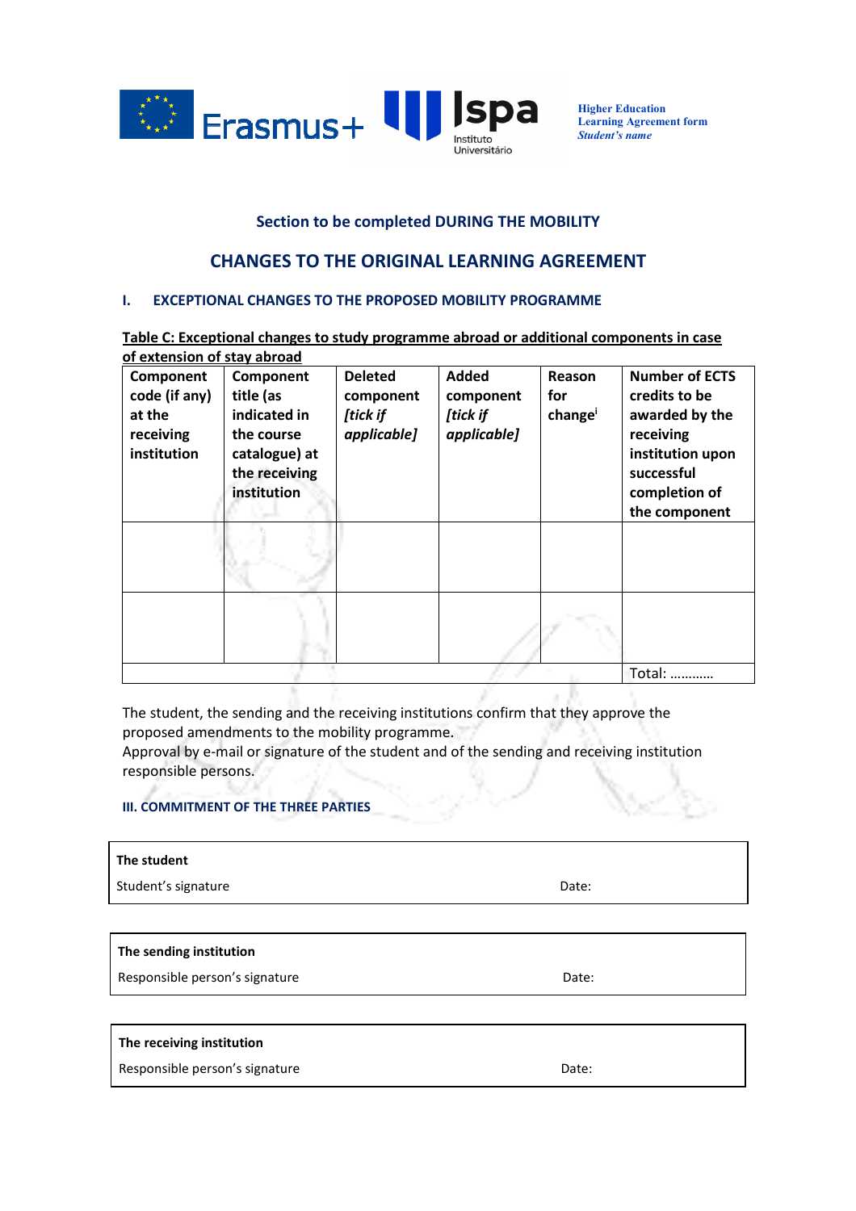Higher Education
Learning Agreement form
*Student's name*

## Section to be completed DURING THE MOBILITY

# CHANGES TO THE ORIGINAL LEARNING AGREEMENT

### I. EXCEPTIONAL CHANGES TO THE PROPOSED MOBILITY PROGRAMME

**Table C: Exceptional changes to study programme abroad or additional components in case of extension of stay abroad**

| Component code (if any) at the receiving institution | Component title (as indicated in the course catalogue) at the receiving institution | Deleted component *[tick if applicable]* | Added component *[tick if applicable]* | Reason for change[i] | Number of ECTS credits to be awarded by the receiving institution upon successful completion of the component |
|---|---|---|---|---|---|
| | | | | | |
| | | | | | |
| | | | | | Total: ………… |

The student, the sending and the receiving institutions confirm that they approve the proposed amendments to the mobility programme.
Approval by e-mail or signature of the student and of the sending and receiving institution responsible persons.

#### III. COMMITMENT OF THE THREE PARTIES

| **The student** | |
|---|---|
| Student's signature | Date: |

| **The sending institution** | |
|---|---|
| Responsible person's signature | Date: |

| **The receiving institution** | |
|---|---|
| Responsible person's signature | Date: |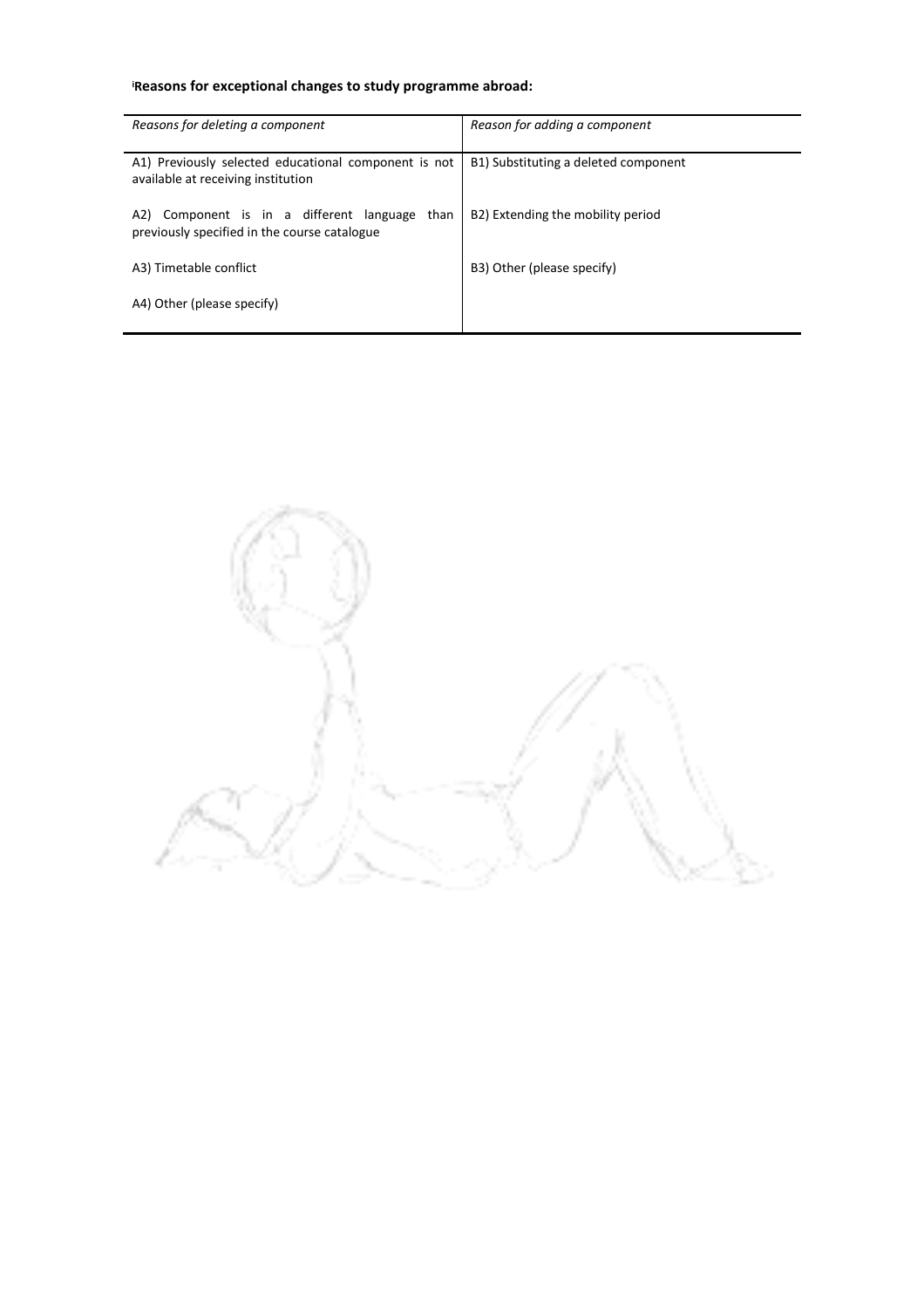[i]**Reasons for exceptional changes to study programme abroad:**

| *Reasons for deleting a component* | *Reason for adding a component* |
|---|---|
| A1) Previously selected educational component is not available at receiving institution | B1) Substituting a deleted component |
| A2) Component is in a different language than previously specified in the course catalogue | B2) Extending the mobility period |
| A3) Timetable conflict | B3) Other (please specify) |
| A4) Other (please specify) | |